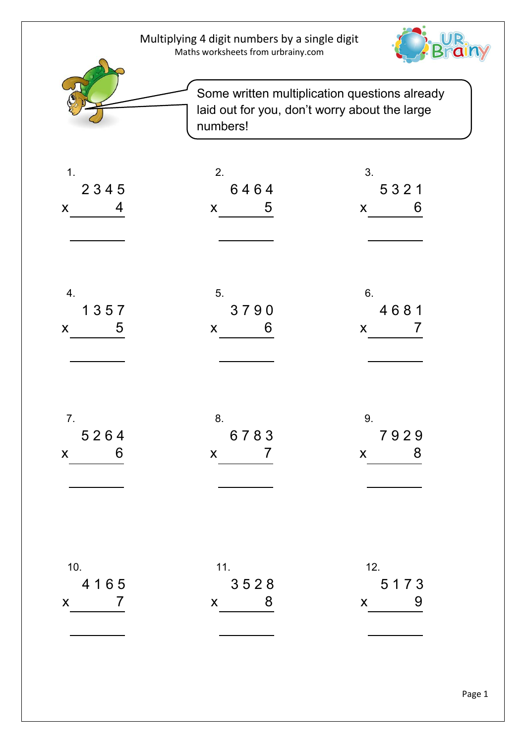# Multiplying 4 digit numbers by a single digit

Maths worksheets from urbrainy.com

Some written multiplication questions already laid out for you, don't worry about the large numbers!

1.
```
  2345
x    4
______

______
```

2.
```
  6464
x    5
______

______
```

3.
```
  5321
x    6
______

______
```

4.
```
  1357
x    5
______

______
```

5.
```
  3790
x    6
______

______
```

6.
```
  4681
x    7
______

______
```

7.
```
  5264
x    6
______

______
```

8.
```
  6783
x    7
______

______
```

9.
```
  7929
x    8
______

______
```

10.
```
  4165
x    7
______

______
```

11.
```
  3528
x    8
______

______
```

12.
```
  5173
x    9
______

______
```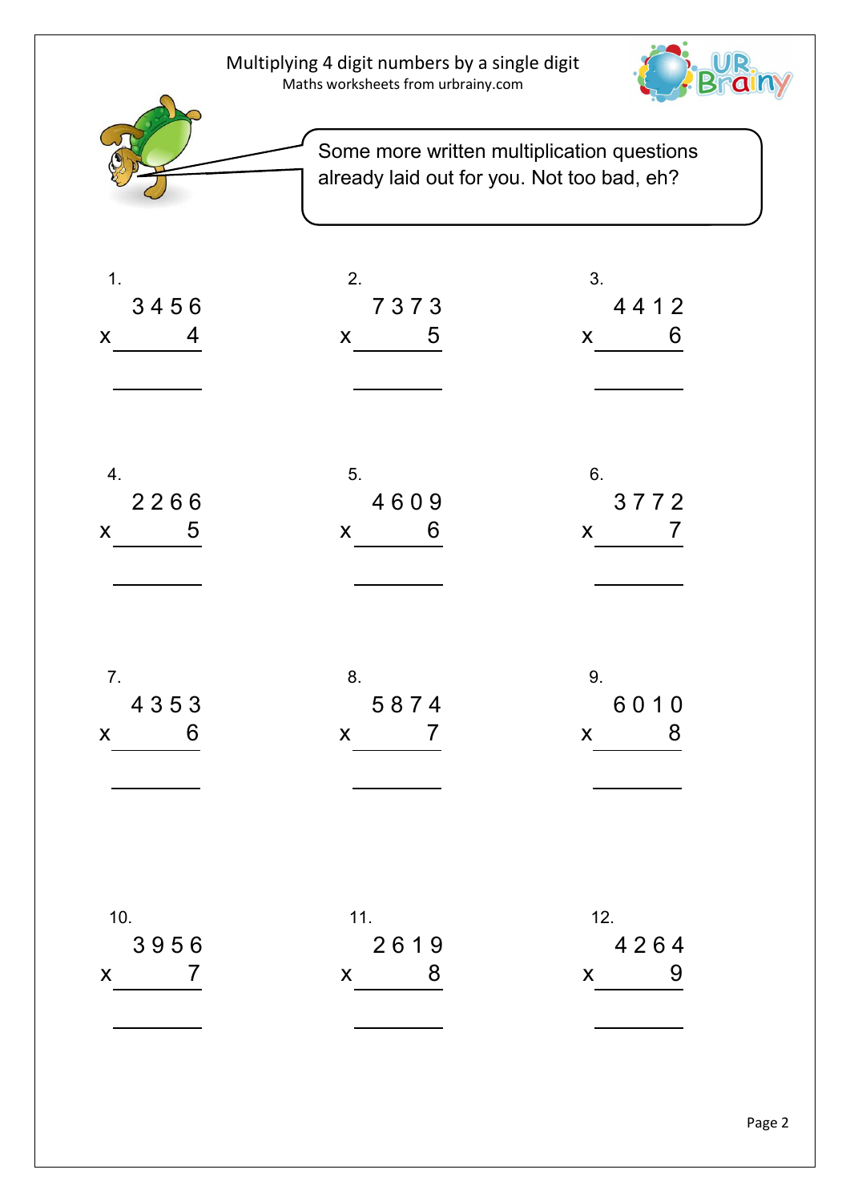# Multiplying 4 digit numbers by a single digit

Maths worksheets from urbrainy.com

Some more written multiplication questions already laid out for you. Not too bad, eh?

1.
$$\begin{array}{r} 3456 \\ \times \quad 4 \\ \hline \\ \hline \end{array}$$

2.
$$\begin{array}{r} 7373 \\ \times \quad 5 \\ \hline \\ \hline \end{array}$$

3.
$$\begin{array}{r} 4412 \\ \times \quad 6 \\ \hline \\ \hline \end{array}$$

4.
$$\begin{array}{r} 2266 \\ \times \quad 5 \\ \hline \\ \hline \end{array}$$

5.
$$\begin{array}{r} 4609 \\ \times \quad 6 \\ \hline \\ \hline \end{array}$$

6.
$$\begin{array}{r} 3772 \\ \times \quad 7 \\ \hline \\ \hline \end{array}$$

7.
$$\begin{array}{r} 4353 \\ \times \quad 6 \\ \hline \\ \hline \end{array}$$

8.
$$\begin{array}{r} 5874 \\ \times \quad 7 \\ \hline \\ \hline \end{array}$$

9.
$$\begin{array}{r} 6010 \\ \times \quad 8 \\ \hline \\ \hline \end{array}$$

10.
$$\begin{array}{r} 3956 \\ \times \quad 7 \\ \hline \\ \hline \end{array}$$

11.
$$\begin{array}{r} 2619 \\ \times \quad 8 \\ \hline \\ \hline \end{array}$$

12.
$$\begin{array}{r} 4264 \\ \times \quad 9 \\ \hline \\ \hline \end{array}$$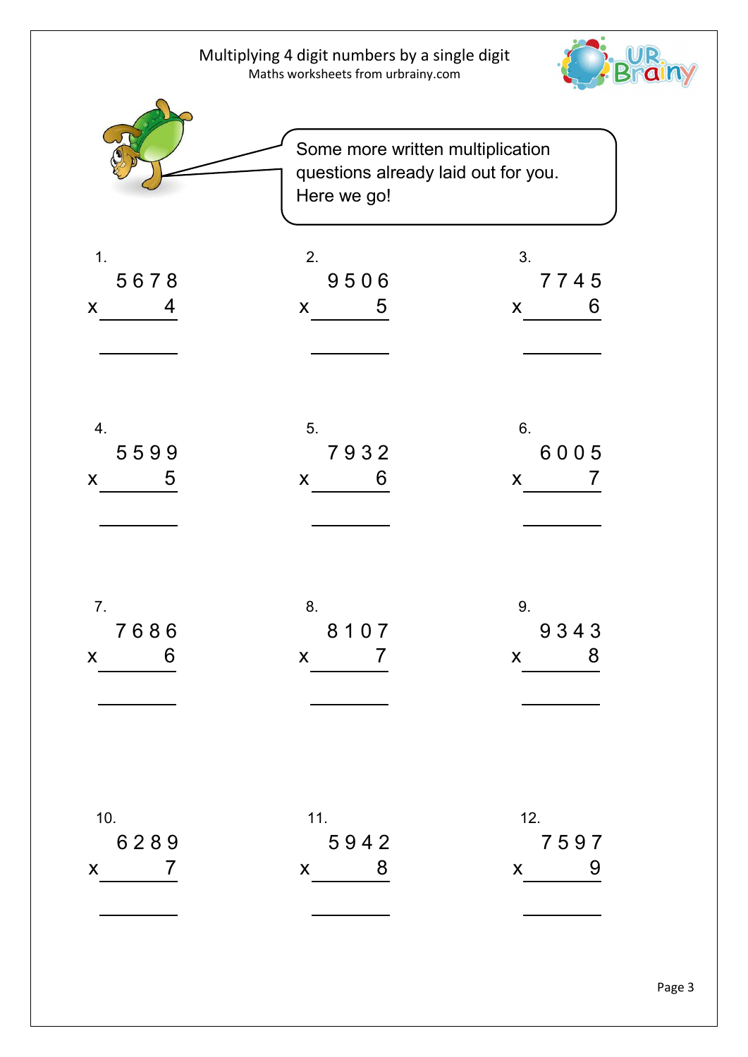# Multiplying 4 digit numbers by a single digit

Maths worksheets from urbrainy.com

Some more written multiplication questions already laid out for you. Here we go!

1.
```
  5678
x    4
______

______
```

2.
```
  9506
x    5
______

______
```

3.
```
  7745
x    6
______

______
```

4.
```
  5599
x    5
______

______
```

5.
```
  7932
x    6
______

______
```

6.
```
  6005
x    7
______

______
```

7.
```
  7686
x    6
______

______
```

8.
```
  8107
x    7
______

______
```

9.
```
  9343
x    8
______

______
```

10.
```
  6289
x    7
______

______
```

11.
```
  5942
x    8
______

______
```

12.
```
  7597
x    9
______

______
```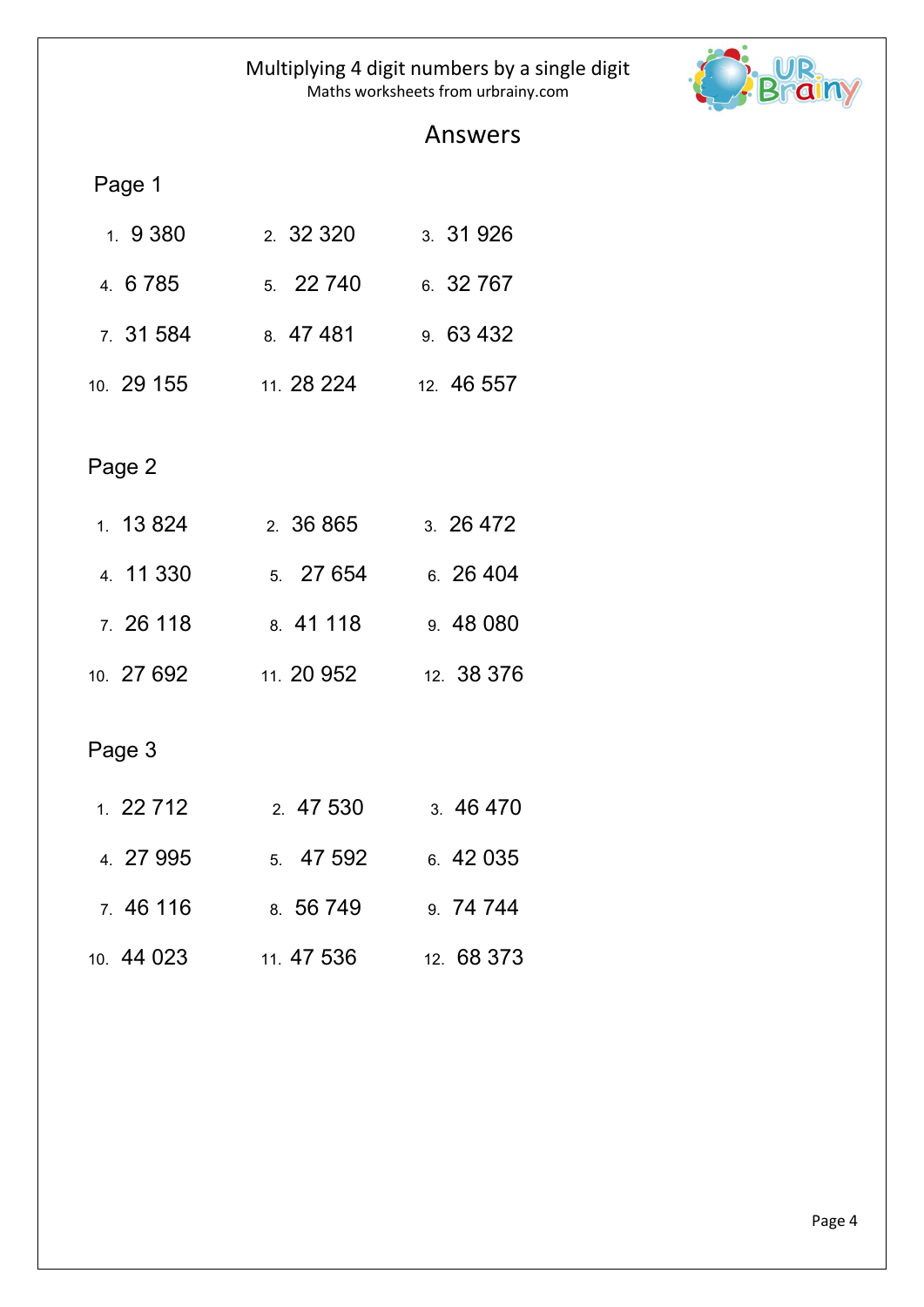Multiplying 4 digit numbers by a single digit
Maths worksheets from urbrainy.com

# Answers

## Page 1

| | | |
|---|---|---|
| 1. 9 380 | 2. 32 320 | 3. 31 926 |
| 4. 6 785 | 5. 22 740 | 6. 32 767 |
| 7. 31 584 | 8. 47 481 | 9. 63 432 |
| 10. 29 155 | 11. 28 224 | 12. 46 557 |

## Page 2

| | | |
|---|---|---|
| 1. 13 824 | 2. 36 865 | 3. 26 472 |
| 4. 11 330 | 5. 27 654 | 6. 26 404 |
| 7. 26 118 | 8. 41 118 | 9. 48 080 |
| 10. 27 692 | 11. 20 952 | 12. 38 376 |

## Page 3

| | | |
|---|---|---|
| 1. 22 712 | 2. 47 530 | 3. 46 470 |
| 4. 27 995 | 5. 47 592 | 6. 42 035 |
| 7. 46 116 | 8. 56 749 | 9. 74 744 |
| 10. 44 023 | 11. 47 536 | 12. 68 373 |